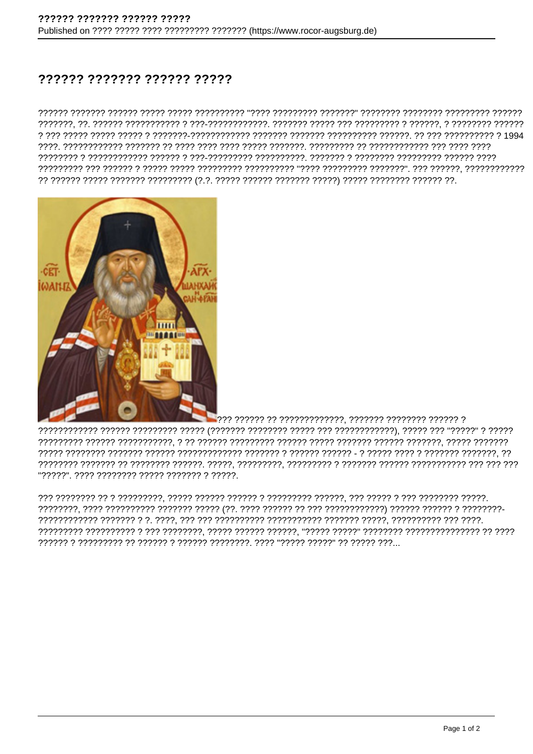# ?????? ??????? ?????? ?????

?????? ??????? ?????? ????? ????? ?????????? "???? ????????? ???????" ???????? ???????? ????????? ?????? ???????, ??. ?????? ??????????? ? ???-????????????. ??????? ????? ??? ????????? ? ??????, ? ???????? ?????? ? ??? ????? ????? ????? ? ???????-???????????? ??????? ??????? ?????????? ??????. ?? ??? ?????????? ? 1994 ????. ???????????? ??????? ?? ???? ???? ???? ????? ???????. ????????? ?? ???????????? ??? ???? ???? ???????? ? ???????????? ?????? ? ???-????????? ??????????. ??????? ? ???????? ????????? ?????? ???? ????????? ??? ?????? ? ????? ????? ????????? ?????????? "???? ????????? ???????". ??? ??????, ???????????? ?? ?????? ????? ??????? ????????? (?.?. ????? ?????? ??????? ?????) ????? ???????? ?????? ??.

??? ?????? ?? ?????????????, ??????? ???????? ?????? ? ???????????? ?????? ????????? ????? (??????? ???????? ????? ??? ????????????), ????? ??? "?????" ? ????? ????????? ?????? ???????????, ? ?? ?????? ????????? ?????? ????? ??????? ?????? ???????, ????? ??????? ????? ???????? ??????? ?????? ????????????? ??????? ? ?????? ?????? - ? ????? ???? ? ??????? ???????, ?? ???????? ??????? ?? ???????? ??????. ?????, ?????????, ????????? ? ??????? ?????? ??????????? ??? ??? ??? "?????". ???? ???????? ????? ??????? ? ?????.

??? ???????? ?? ? ?????????, ????? ?????? ?????? ? ????????? ??????, ??? ????? ? ??? ???????? ?????. ????????, ???? ?????????? ??????? ????? (??. ???? ?????? ?? ??? ????????????) ?????? ?????? ? ????????-???????????? ??????? ? ?. ????, ??? ??? ?????????? ??????????? ??????? ?????, ?????????? ??? ????. ????????? ?????????? ? ??? ????????, ????? ?????? ??????, "????? ?????" ???????? ?????????????? ?? ???? ?????? ? ????????? ?? ?????? ? ?????? ????????. ???? "????? ?????" ?? ????? ???...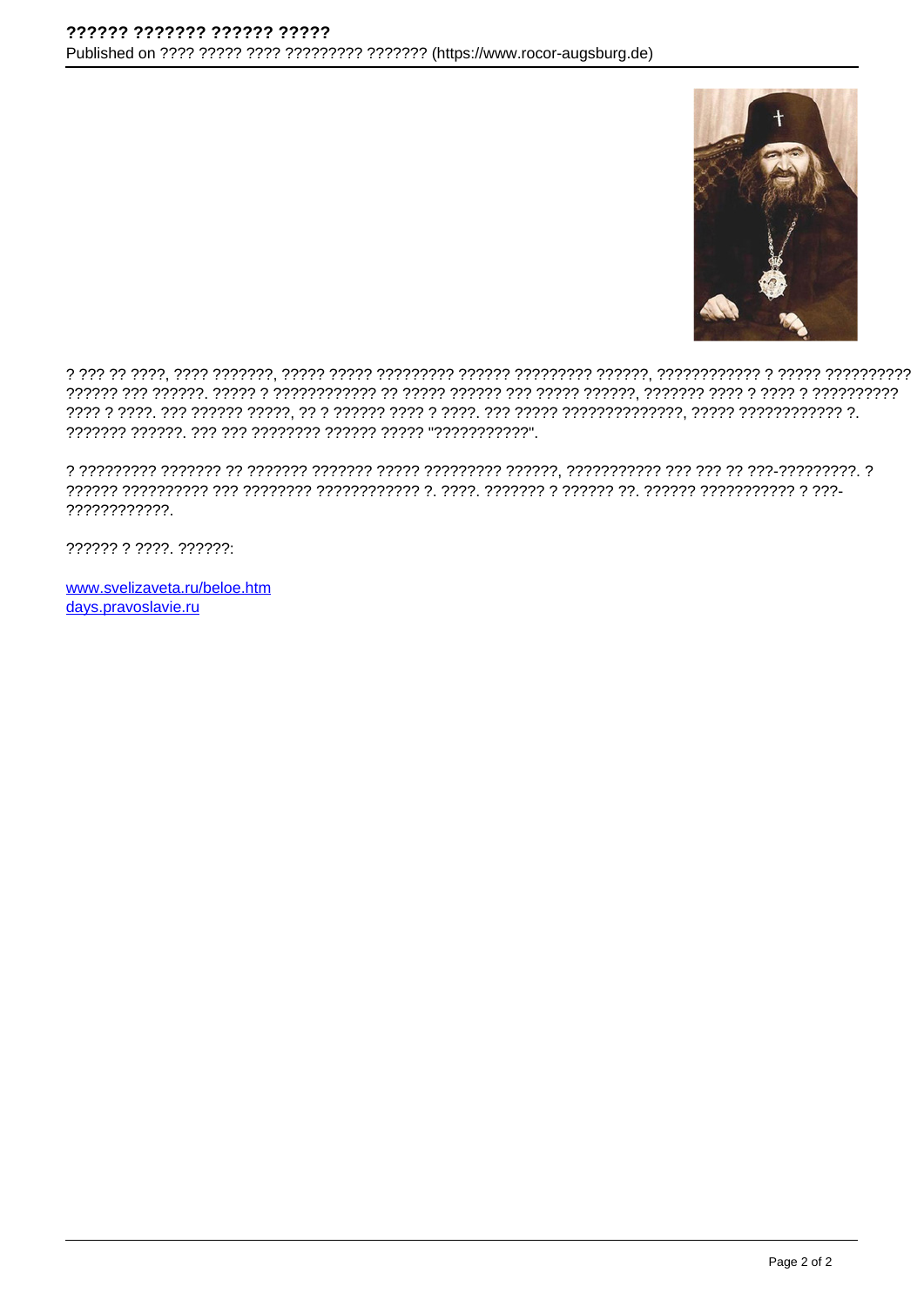? ??? ?? ????, ???? ???????, ????? ????? ????????? ?????? ????????? ??????, ???????????? ? ????? ?????????? ?????? ??? ??????. ????? ? ???????????? ?? ????? ?????? ??? ????? ??????, ??????? ???? ? ???? ? ?????????? ???? ? ????. ??? ?????? ?????, ?? ? ?????? ???? ? ????. ??? ????? ??????????????, ????? ???????????? ?. ??????? ??????. ??? ??? ???????? ?????? ????? "???????????".

? ????????? ??????? ?? ??????? ??????? ????? ????????? ??????, ??????????? ??? ??? ?? ???-?????????. ? ?????? ?????????? ??? ???????? ???????????? ?. ????. ??????? ? ?????? ??. ?????? ??????????? ? ???-????????????.

?????? ? ????. ??????:

[www.svelizaveta.ru/beloe.htm](www.svelizaveta.ru/beloe.htm)
[days.pravoslavie.ru](days.pravoslavie.ru)